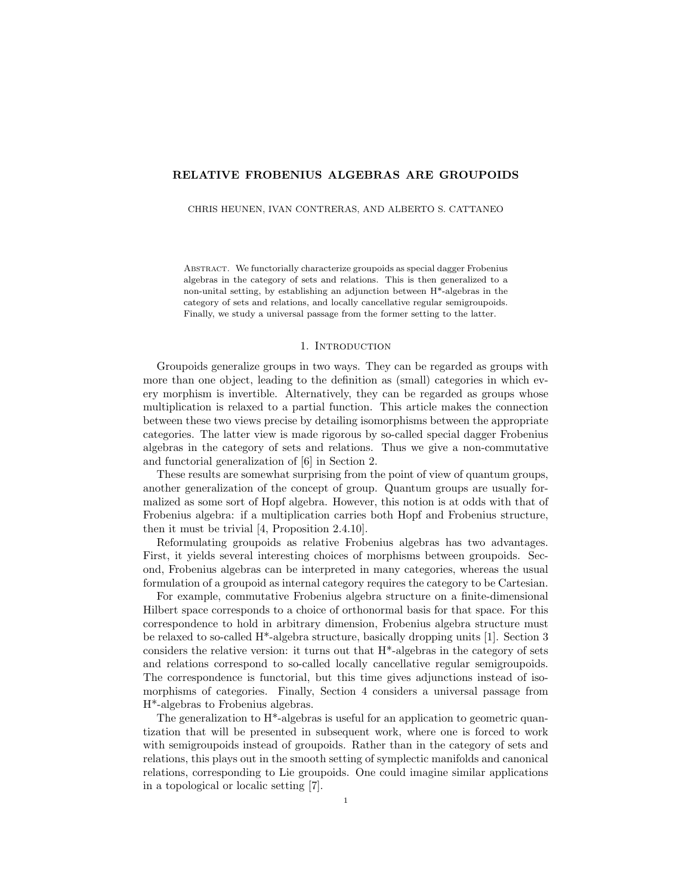# RELATIVE FROBENIUS ALGEBRAS ARE GROUPOIDS

CHRIS HEUNEN, IVAN CONTRERAS, AND ALBERTO S. CATTANEO

Abstract. We functorially characterize groupoids as special dagger Frobenius algebras in the category of sets and relations. This is then generalized to a non-unital setting, by establishing an adjunction between H*-algebras in the category of sets and relations, and locally cancellative regular semigroupoids. Finally, we study a universal passage from the former setting to the latter.

## 1. Introduction

Groupoids generalize groups in two ways. They can be regarded as groups with more than one object, leading to the definition as (small) categories in which every morphism is invertible. Alternatively, they can be regarded as groups whose multiplication is relaxed to a partial function. This article makes the connection between these two views precise by detailing isomorphisms between the appropriate categories. The latter view is made rigorous by so-called special dagger Frobenius algebras in the category of sets and relations. Thus we give a non-commutative and functorial generalization of [6] in Section 2.

These results are somewhat surprising from the point of view of quantum groups, another generalization of the concept of group. Quantum groups are usually formalized as some sort of Hopf algebra. However, this notion is at odds with that of Frobenius algebra: if a multiplication carries both Hopf and Frobenius structure, then it must be trivial [4, Proposition 2.4.10].

Reformulating groupoids as relative Frobenius algebras has two advantages. First, it yields several interesting choices of morphisms between groupoids. Second, Frobenius algebras can be interpreted in many categories, whereas the usual formulation of a groupoid as internal category requires the category to be Cartesian.

For example, commutative Frobenius algebra structure on a finite-dimensional Hilbert space corresponds to a choice of orthonormal basis for that space. For this correspondence to hold in arbitrary dimension, Frobenius algebra structure must be relaxed to so-called H*-algebra structure, basically dropping units [1]. Section 3 considers the relative version: it turns out that H*-algebras in the category of sets and relations correspond to so-called locally cancellative regular semigroupoids. The correspondence is functorial, but this time gives adjunctions instead of isomorphisms of categories. Finally, Section 4 considers a universal passage from H*-algebras to Frobenius algebras.

The generalization to H*-algebras is useful for an application to geometric quantization that will be presented in subsequent work, where one is forced to work with semigroupoids instead of groupoids. Rather than in the category of sets and relations, this plays out in the smooth setting of symplectic manifolds and canonical relations, corresponding to Lie groupoids. One could imagine similar applications in a topological or localic setting [7].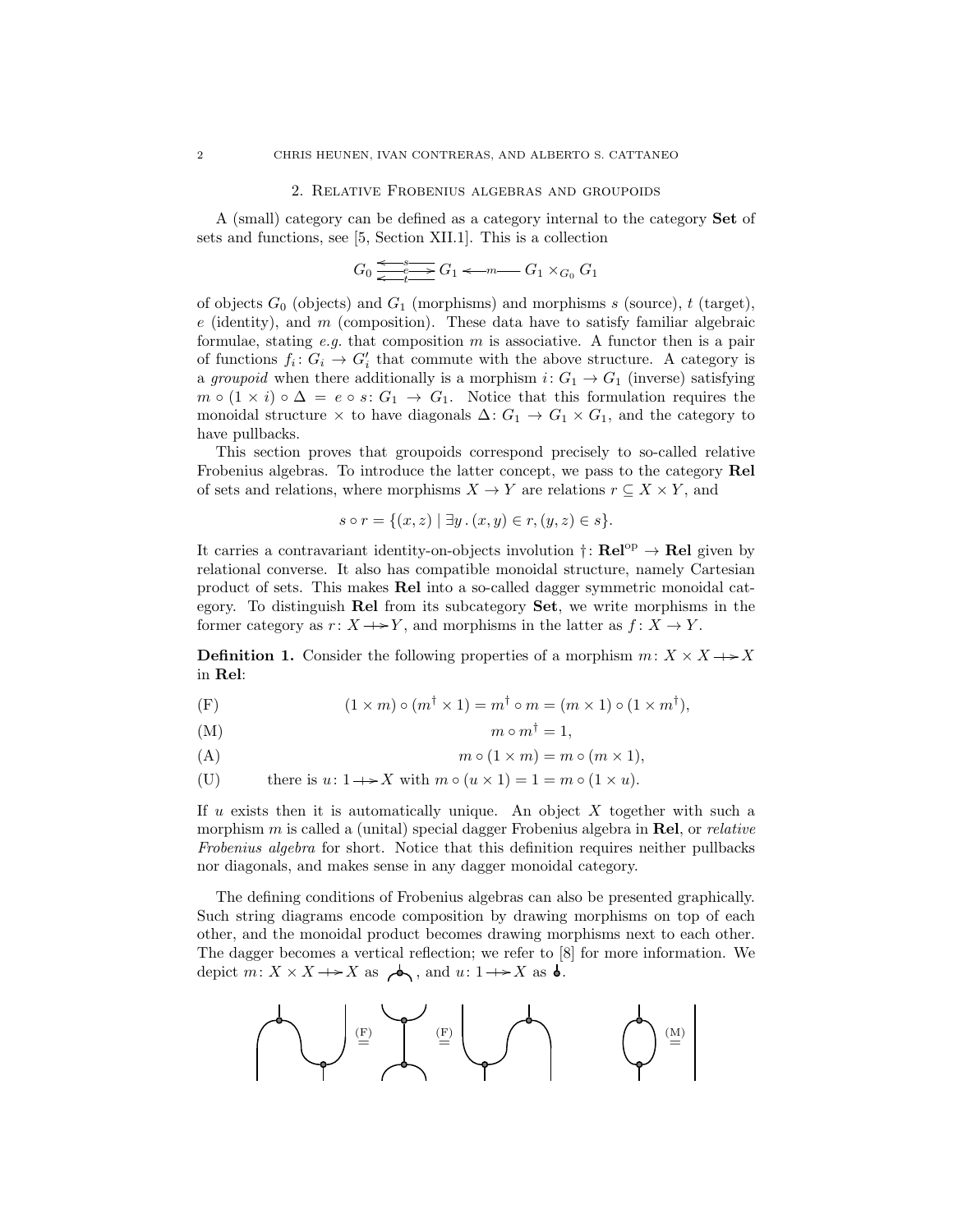## 2. Relative Frobenius algebras and groupoids

A (small) category can be defined as a category internal to the category **Set** of sets and functions, see [5, Section XII.1]. This is a collection

$$G_0 \underset{t}{\overset{s}{\leftleftarrows}} \xrightarrow{e} G_1 \xleftarrow{m} G_1 \times_{G_0} G_1$$

of objects $G_0$ (objects) and $G_1$ (morphisms) and morphisms $s$ (source), $t$ (target), $e$ (identity), and $m$ (composition). These data have to satisfy familiar algebraic formulae, stating *e.g.* that composition $m$ is associative. A functor then is a pair of functions $f_i \colon G_i \to G'_i$ that commute with the above structure. A category is a *groupoid* when there additionally is a morphism $i \colon G_1 \to G_1$ (inverse) satisfying $m \circ (1 \times i) \circ \Delta = e \circ s \colon G_1 \to G_1$. Notice that this formulation requires the monoidal structure $\times$ to have diagonals $\Delta \colon G_1 \to G_1 \times G_1$, and the category to have pullbacks.

This section proves that groupoids correspond precisely to so-called relative Frobenius algebras. To introduce the latter concept, we pass to the category **Rel** of sets and relations, where morphisms $X \to Y$ are relations $r \subseteq X \times Y$, and

$$s \circ r = \{(x, z) \mid \exists y \,.\, (x, y) \in r, (y, z) \in s\}.$$

It carries a contravariant identity-on-objects involution $\dagger \colon \mathbf{Rel}^{\mathrm{op}} \to \mathbf{Rel}$ given by relational converse. It also has compatible monoidal structure, namely Cartesian product of sets. This makes **Rel** into a so-called dagger symmetric monoidal category. To distinguish **Rel** from its subcategory **Set**, we write morphisms in the former category as $r \colon X \twoheadrightarrow Y$, and morphisms in the latter as $f \colon X \to Y$.

**Definition 1.** Consider the following properties of a morphism $m \colon X \times X \twoheadrightarrow X$ in **Rel**:

(F) $$(1 \times m) \circ (m^\dagger \times 1) = m^\dagger \circ m = (m \times 1) \circ (1 \times m^\dagger),$$

(M) $$m \circ m^\dagger = 1,$$

(A) $$m \circ (1 \times m) = m \circ (m \times 1),$$

(U) there is $u \colon 1 \twoheadrightarrow X$ with $m \circ (u \times 1) = 1 = m \circ (1 \times u)$.

If $u$ exists then it is automatically unique. An object $X$ together with such a morphism $m$ is called a (unital) special dagger Frobenius algebra in **Rel**, or *relative Frobenius algebra* for short. Notice that this definition requires neither pullbacks nor diagonals, and makes sense in any dagger monoidal category.

The defining conditions of Frobenius algebras can also be presented graphically. Such string diagrams encode composition by drawing morphisms on top of each other, and the monoidal product becomes drawing morphisms next to each other. The dagger becomes a vertical reflection; we refer to [8] for more information. We depict $m \colon X \times X \twoheadrightarrow X$ as a merging node, and $u \colon 1 \twoheadrightarrow X$ as a single node.

(F) (F) (M)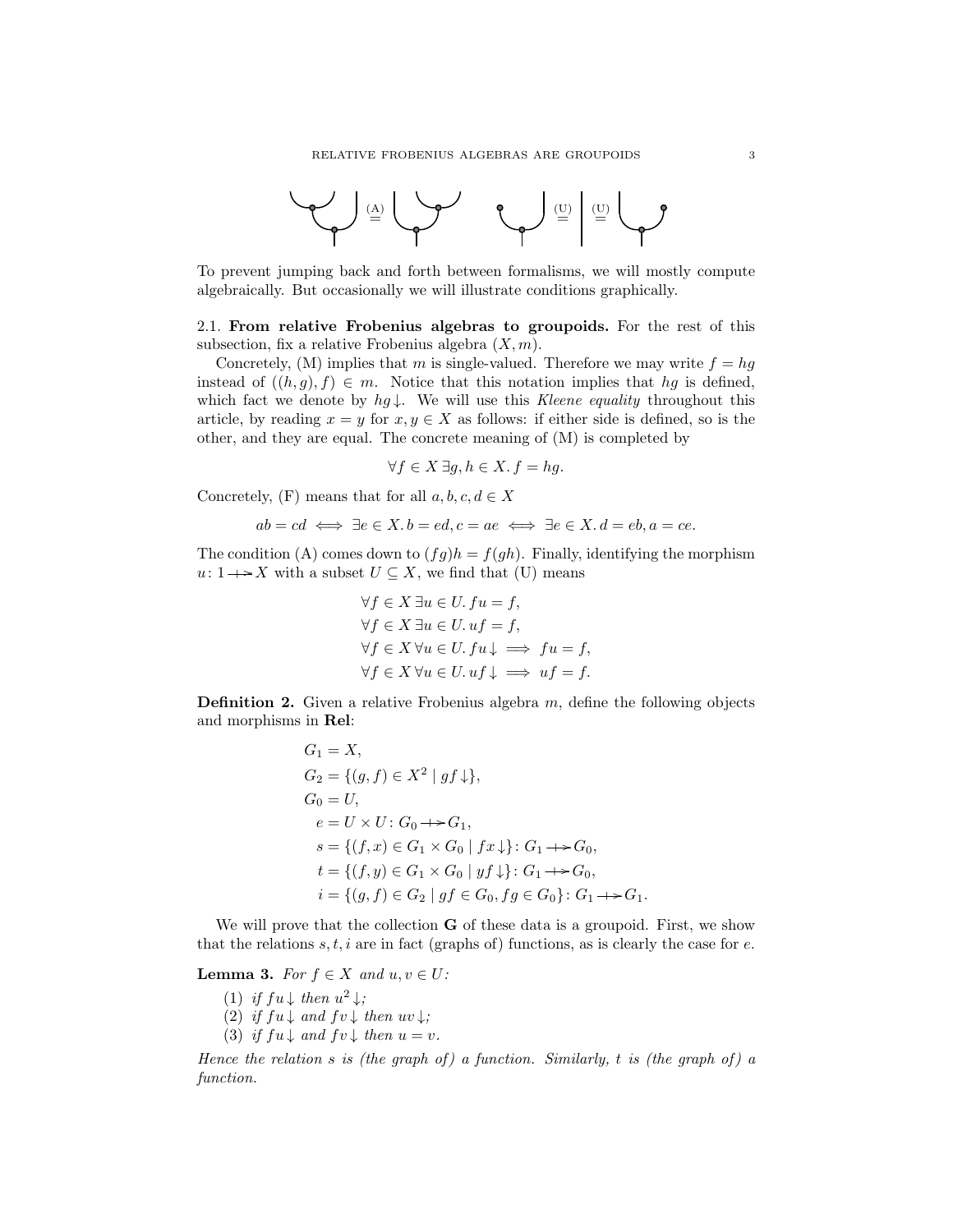$$\text{(A)} \qquad \text{(U)} \quad \text{(U)}$$

To prevent jumping back and forth between formalisms, we will mostly compute algebraically. But occasionally we will illustrate conditions graphically.

### 2.1. From relative Frobenius algebras to groupoids.

For the rest of this subsection, fix a relative Frobenius algebra $(X, m)$.

Concretely, (M) implies that $m$ is single-valued. Therefore we may write $f = hg$ instead of $((h, g), f) \in m$. Notice that this notation implies that $hg$ is defined, which fact we denote by $hg\downarrow$. We will use this *Kleene equality* throughout this article, by reading $x = y$ for $x, y \in X$ as follows: if either side is defined, so is the other, and they are equal. The concrete meaning of (M) is completed by

$$\forall f \in X \, \exists g, h \in X. \, f = hg.$$

Concretely, (F) means that for all $a, b, c, d \in X$

$$ab = cd \iff \exists e \in X. \, b = ed, c = ae \iff \exists e \in X. \, d = eb, a = ce.$$

The condition (A) comes down to $(fg)h = f(gh)$. Finally, identifying the morphism $u \colon 1 \twoheadrightarrow X$ with a subset $U \subseteq X$, we find that (U) means

$$\begin{aligned}
&\forall f \in X \, \exists u \in U. \, fu = f,\\
&\forall f \in X \, \exists u \in U. \, uf = f,\\
&\forall f \in X \, \forall u \in U. \, fu\downarrow \implies fu = f,\\
&\forall f \in X \, \forall u \in U. \, uf\downarrow \implies uf = f.
\end{aligned}$$

**Definition 2.** Given a relative Frobenius algebra $m$, define the following objects and morphisms in **Rel**:

$$\begin{aligned}
G_1 &= X,\\
G_2 &= \{(g, f) \in X^2 \mid gf\downarrow\},\\
G_0 &= U,\\
e &= U \times U \colon G_0 \twoheadrightarrow G_1,\\
s &= \{(f, x) \in G_1 \times G_0 \mid fx\downarrow\} \colon G_1 \twoheadrightarrow G_0,\\
t &= \{(f, y) \in G_1 \times G_0 \mid yf\downarrow\} \colon G_1 \twoheadrightarrow G_0,\\
i &= \{(g, f) \in G_2 \mid gf \in G_0, fg \in G_0\} \colon G_1 \twoheadrightarrow G_1.
\end{aligned}$$

We will prove that the collection $\mathbf{G}$ of these data is a groupoid. First, we show that the relations $s, t, i$ are in fact (graphs of) functions, as is clearly the case for $e$.

**Lemma 3.** *For $f \in X$ and $u, v \in U$:*

1. *if $fu\downarrow$ then $u^2\downarrow$;*
2. *if $fu\downarrow$ and $fv\downarrow$ then $uv\downarrow$;*
3. *if $fu\downarrow$ and $fv\downarrow$ then $u = v$.*

*Hence the relation $s$ is (the graph of) a function. Similarly, $t$ is (the graph of) a function.*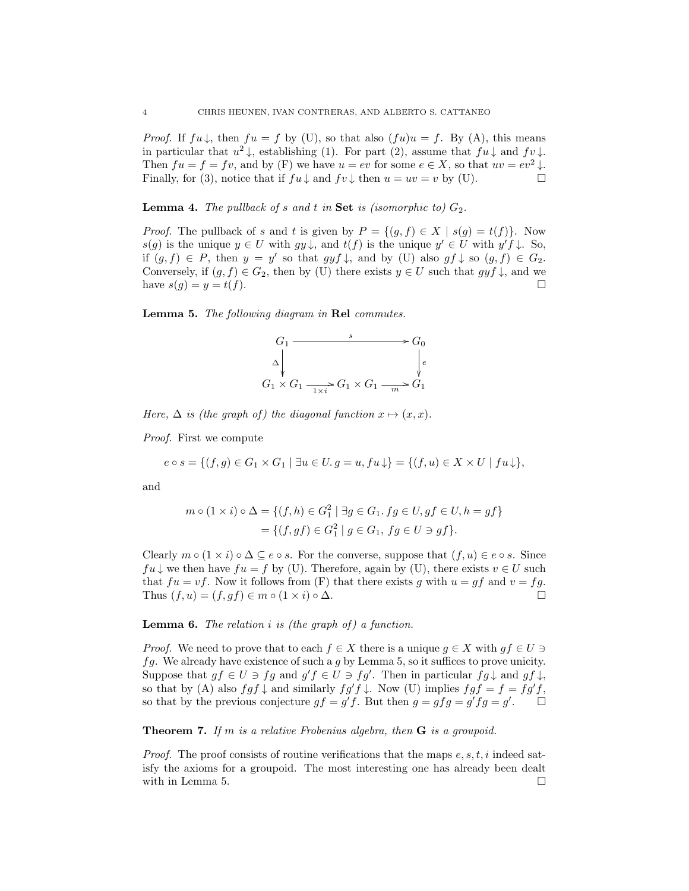*Proof.* If $f u \downarrow$, then $fu = f$ by (U), so that also $(fu)u = f$. By (A), this means in particular that $u^2 \downarrow$, establishing (1). For part (2), assume that $fu \downarrow$ and $fv \downarrow$. Then $fu = f = fv$, and by (F) we have $u = ev$ for some $e \in X$, so that $uv = ev^2 \downarrow$. Finally, for (3), notice that if $fu \downarrow$ and $fv \downarrow$ then $u = uv = v$ by (U). □

**Lemma 4.** *The pullback of $s$ and $t$ in* **Set** *is (isomorphic to) $G_2$.*

*Proof.* The pullback of $s$ and $t$ is given by $P = \{(g, f) \in X \mid s(g) = t(f)\}$. Now $s(g)$ is the unique $y \in U$ with $gy \downarrow$, and $t(f)$ is the unique $y' \in U$ with $y'f \downarrow$. So, if $(g, f) \in P$, then $y = y'$ so that $gyf \downarrow$, and by (U) also $gf \downarrow$ so $(g, f) \in G_2$. Conversely, if $(g, f) \in G_2$, then by (U) there exists $y \in U$ such that $gyf \downarrow$, and we have $s(g) = y = t(f)$. □

**Lemma 5.** *The following diagram in* **Rel** *commutes.*

$$\begin{array}{ccccc} G_1 & & \xrightarrow{\quad s \quad} & & G_0 \\ \Delta \downarrow & & & & \downarrow e \\ G_1 \times G_1 & \xrightarrow[1 \times i]{} & G_1 \times G_1 & \xrightarrow[m]{} & G_1 \end{array}$$

*Here, $\Delta$ is (the graph of) the diagonal function $x \mapsto (x, x)$.*

*Proof.* First we compute

$$e \circ s = \{(f, g) \in G_1 \times G_1 \mid \exists u \in U. \, g = u, fu \downarrow\} = \{(f, u) \in X \times U \mid fu \downarrow\},$$

and

$$\begin{aligned} m \circ (1 \times i) \circ \Delta &= \{(f, h) \in G_1^2 \mid \exists g \in G_1. \, fg \in U, gf \in U, h = gf\} \\ &= \{(f, gf) \in G_1^2 \mid g \in G_1, \, fg \in U \ni gf\}. \end{aligned}$$

Clearly $m \circ (1 \times i) \circ \Delta \subseteq e \circ s$. For the converse, suppose that $(f, u) \in e \circ s$. Since $fu \downarrow$ we then have $fu = f$ by (U). Therefore, again by (U), there exists $v \in U$ such that $fu = vf$. Now it follows from (F) that there exists $g$ with $u = gf$ and $v = fg$. Thus $(f, u) = (f, gf) \in m \circ (1 \times i) \circ \Delta$. □

**Lemma 6.** *The relation $i$ is (the graph of) a function.*

*Proof.* We need to prove that to each $f \in X$ there is a unique $g \in X$ with $gf \in U \ni fg$. We already have existence of such a $g$ by Lemma 5, so it suffices to prove unicity. Suppose that $gf \in U \ni fg$ and $g'f \in U \ni fg'$. Then in particular $fg \downarrow$ and $gf \downarrow$, so that by (A) also $fgf \downarrow$ and similarly $fg'f \downarrow$. Now (U) implies $fgf = f = fg'f$, so that by the previous conjecture $gf = g'f$. But then $g = gfg = g'fg = g'$. □

**Theorem 7.** *If $m$ is a relative Frobenius algebra, then* **G** *is a groupoid.*

*Proof.* The proof consists of routine verifications that the maps $e, s, t, i$ indeed satisfy the axioms for a groupoid. The most interesting one has already been dealt with in Lemma 5. □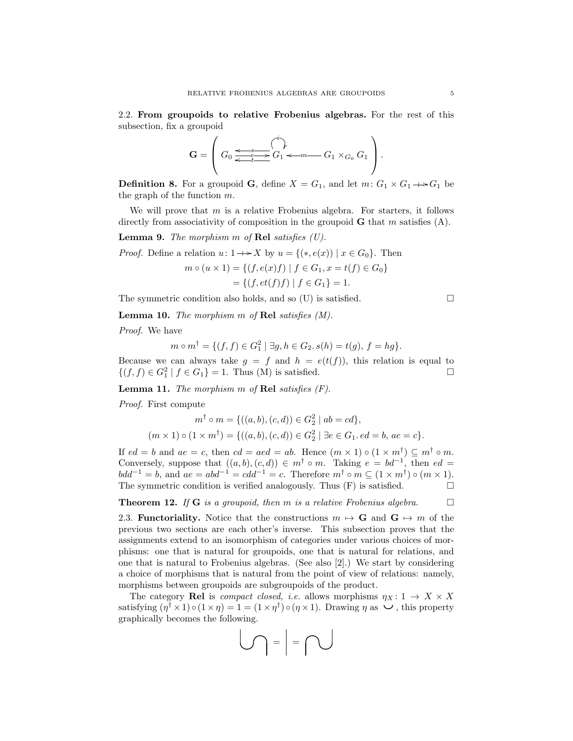2.2. **From groupoids to relative Frobenius algebras.** For the rest of this subsection, fix a groupoid

$$\mathbf{G} = \left( \begin{array}{c} G_0 \underset{t}{\overset{s}{\underset{e}{\leftleftarrows}}} G_1 \xleftarrow{\;m\;} G_1 \times_{G_0} G_1 \end{array} \right).$$

**Definition 8.** For a groupoid $\mathbf{G}$, define $X = G_1$, and let $m \colon G_1 \times G_1 \to G_1$ be the graph of the function $m$.

We will prove that $m$ is a relative Frobenius algebra. For starters, it follows directly from associativity of composition in the groupoid $\mathbf{G}$ that $m$ satisfies (A).

**Lemma 9.** *The morphism $m$ of* **Rel** *satisfies (U).*

*Proof.* Define a relation $u \colon 1 \to X$ by $u = \{(*, e(x)) \mid x \in G_0\}$. Then

$$\begin{aligned} m \circ (u \times 1) &= \{(f, e(x)f) \mid f \in G_1, x = t(f) \in G_0\} \\ &= \{(f, et(f)f) \mid f \in G_1\} = 1. \end{aligned}$$

The symmetric condition also holds, and so (U) is satisfied. $\square$

**Lemma 10.** *The morphism $m$ of* **Rel** *satisfies (M).*

*Proof.* We have

$$m \circ m^\dagger = \{(f, f) \in G_1^2 \mid \exists g, h \in G_2.\, s(h) = t(g),\, f = hg\}.$$

Because we can always take $g = f$ and $h = e(t(f))$, this relation is equal to $\{(f, f) \in G_1^2 \mid f \in G_1\} = 1$. Thus (M) is satisfied. $\square$

**Lemma 11.** *The morphism $m$ of* **Rel** *satisfies (F).*

*Proof.* First compute

$$\begin{aligned} m^\dagger \circ m &= \{((a, b), (c, d)) \in G_2^2 \mid ab = cd\}, \\ (m \times 1) \circ (1 \times m^\dagger) &= \{((a, b), (c, d)) \in G_2^2 \mid \exists e \in G_1.\, ed = b,\, ae = c\}. \end{aligned}$$

If $ed = b$ and $ae = c$, then $cd = aed = ab$. Hence $(m \times 1) \circ (1 \times m^\dagger) \subseteq m^\dagger \circ m$. Conversely, suppose that $((a, b), (c, d)) \in m^\dagger \circ m$. Taking $e = bd^{-1}$, then $ed = bdd^{-1} = b$, and $ae = abd^{-1} = cdd^{-1} = c$. Therefore $m^\dagger \circ m \subseteq (1 \times m^\dagger) \circ (m \times 1)$. The symmetric condition is verified analogously. Thus (F) is satisfied. $\square$

**Theorem 12.** *If $\mathbf{G}$ is a groupoid, then $m$ is a relative Frobenius algebra.* $\square$

2.3. **Functoriality.** Notice that the constructions $m \mapsto \mathbf{G}$ and $\mathbf{G} \mapsto m$ of the previous two sections are each other's inverse. This subsection proves that the assignments extend to an isomorphism of categories under various choices of morphisms: one that is natural for groupoids, one that is natural for relations, and one that is natural to Frobenius algebras. (See also [2].) We start by considering a choice of morphisms that is natural from the point of view of relations: namely, morphisms between groupoids are subgroupoids of the product.

The category **Rel** is *compact closed*, *i.e.* allows morphisms $\eta_X \colon 1 \to X \times X$ satisfying $(\eta^\dagger \times 1) \circ (1 \times \eta) = 1 = (1 \times \eta^\dagger) \circ (\eta \times 1)$. Drawing $\eta$ as $\cup$, this property graphically becomes the following.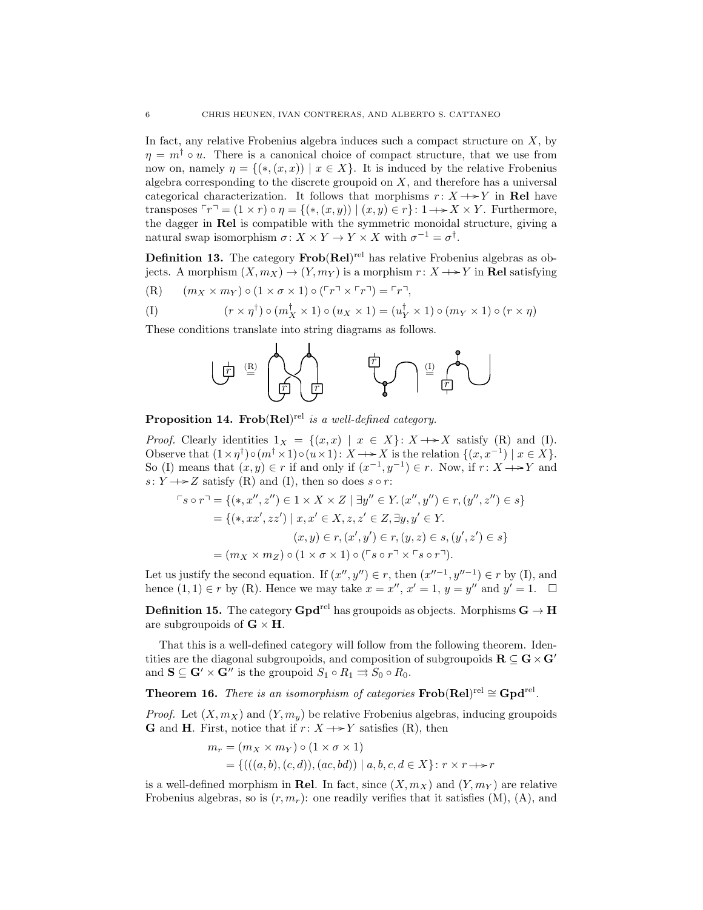In fact, any relative Frobenius algebra induces such a compact structure on $X$, by $\eta = m^\dagger \circ u$. There is a canonical choice of compact structure, that we use from now on, namely $\eta = \{(*, (x, x)) \mid x \in X\}$. It is induced by the relative Frobenius algebra corresponding to the discrete groupoid on $X$, and therefore has a universal categorical characterization. It follows that morphisms $r \colon X \twoheadrightarrow Y$ in **Rel** have transposes $\ulcorner r \urcorner = (1 \times r) \circ \eta = \{(*, (x, y)) \mid (x, y) \in r\} \colon 1 \twoheadrightarrow X \times Y$. Furthermore, the dagger in **Rel** is compatible with the symmetric monoidal structure, giving a natural swap isomorphism $\sigma \colon X \times Y \to Y \times X$ with $\sigma^{-1} = \sigma^\dagger$.

**Definition 13.** The category $\mathbf{Frob}(\mathbf{Rel})^{\mathrm{rel}}$ has relative Frobenius algebras as objects. A morphism $(X, m_X) \to (Y, m_Y)$ is a morphism $r \colon X \twoheadrightarrow Y$ in **Rel** satisfying

$$\text{(R)} \qquad (m_X \times m_Y) \circ (1 \times \sigma \times 1) \circ (\ulcorner r \urcorner \times \ulcorner r \urcorner) = \ulcorner r \urcorner,$$

$$\text{(I)} \qquad (r \times \eta^\dagger) \circ (m_X^\dagger \times 1) \circ (u_X \times 1) = (u_Y^\dagger \times 1) \circ (m_Y \times 1) \circ (r \times \eta)$$

These conditions translate into string diagrams as follows.

**Proposition 14.** *$\mathbf{Frob}(\mathbf{Rel})^{\mathrm{rel}}$ is a well-defined category.*

*Proof.* Clearly identities $1_X = \{(x, x) \mid x \in X\} \colon X \twoheadrightarrow X$ satisfy (R) and (I). Observe that $(1 \times \eta^\dagger) \circ (m^\dagger \times 1) \circ (u \times 1) \colon X \twoheadrightarrow X$ is the relation $\{(x, x^{-1}) \mid x \in X\}$. So (I) means that $(x, y) \in r$ if and only if $(x^{-1}, y^{-1}) \in r$. Now, if $r \colon X \twoheadrightarrow Y$ and $s \colon Y \twoheadrightarrow Z$ satisfy (R) and (I), then so does $s \circ r$:

$$\begin{aligned}
\ulcorner s \circ r \urcorner &= \{(*, x'', z'') \in 1 \times X \times Z \mid \exists y'' \in Y. \, (x'', y'') \in r, (y'', z'') \in s\} \\
&= \{(*, xx', zz') \mid x, x' \in X, z, z' \in Z, \exists y, y' \in Y. \\
&\qquad\qquad (x, y) \in r, (x', y') \in r, (y, z) \in s, (y', z') \in s\} \\
&= (m_X \times m_Z) \circ (1 \times \sigma \times 1) \circ (\ulcorner s \circ r \urcorner \times \ulcorner s \circ r \urcorner).
\end{aligned}$$

Let us justify the second equation. If $(x'', y'') \in r$, then $(x''^{-1}, y''^{-1}) \in r$ by (I), and hence $(1, 1) \in r$ by (R). Hence we may take $x = x''$, $x' = 1$, $y = y''$ and $y' = 1$. $\square$

**Definition 15.** The category $\mathbf{Gpd}^{\mathrm{rel}}$ has groupoids as objects. Morphisms $\mathbf{G} \to \mathbf{H}$ are subgroupoids of $\mathbf{G} \times \mathbf{H}$.

That this is a well-defined category will follow from the following theorem. Identities are the diagonal subgroupoids, and composition of subgroupoids $\mathbf{R} \subseteq \mathbf{G} \times \mathbf{G}'$ and $\mathbf{S} \subseteq \mathbf{G}' \times \mathbf{G}''$ is the groupoid $S_1 \circ R_1 \rightrightarrows S_0 \circ R_0$.

**Theorem 16.** *There is an isomorphism of categories $\mathbf{Frob}(\mathbf{Rel})^{\mathrm{rel}} \cong \mathbf{Gpd}^{\mathrm{rel}}$.*

*Proof.* Let $(X, m_X)$ and $(Y, m_y)$ be relative Frobenius algebras, inducing groupoids $\mathbf{G}$ and $\mathbf{H}$. First, notice that if $r \colon X \twoheadrightarrow Y$ satisfies (R), then

$$\begin{aligned}
m_r &= (m_X \times m_Y) \circ (1 \times \sigma \times 1) \\
&= \{(((a, b), (c, d)), (ac, bd)) \mid a, b, c, d \in X\} \colon r \times r \twoheadrightarrow r
\end{aligned}$$

is a well-defined morphism in **Rel**. In fact, since $(X, m_X)$ and $(Y, m_Y)$ are relative Frobenius algebras, so is $(r, m_r)$: one readily verifies that it satisfies (M), (A), and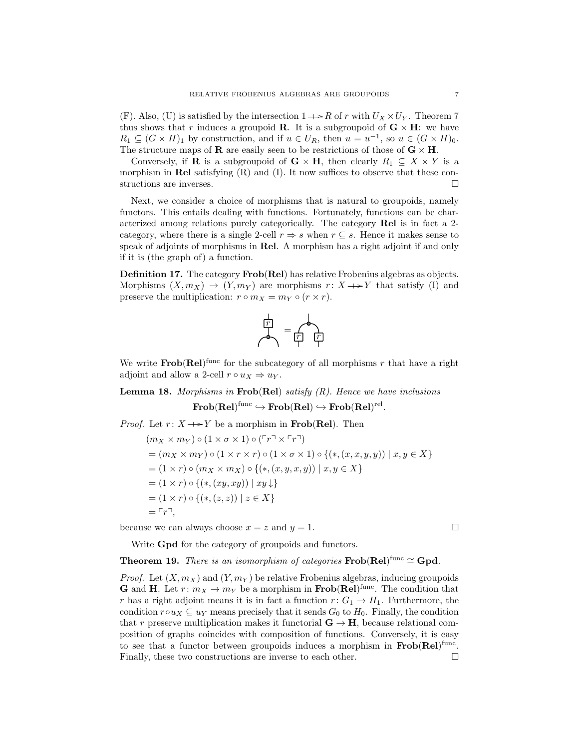(F). Also, (U) is satisfied by the intersection $1 \twoheadrightarrow R$ of $r$ with $U_X \times U_Y$. Theorem 7 thus shows that $r$ induces a groupoid $\mathbf{R}$. It is a subgroupoid of $\mathbf{G} \times \mathbf{H}$: we have $R_1 \subseteq (G \times H)_1$ by construction, and if $u \in U_R$, then $u = u^{-1}$, so $u \in (G \times H)_0$. The structure maps of $\mathbf{R}$ are easily seen to be restrictions of those of $\mathbf{G} \times \mathbf{H}$.

Conversely, if $\mathbf{R}$ is a subgroupoid of $\mathbf{G} \times \mathbf{H}$, then clearly $R_1 \subseteq X \times Y$ is a morphism in $\mathbf{Rel}$ satisfying (R) and (I). It now suffices to observe that these constructions are inverses. $\square$

Next, we consider a choice of morphisms that is natural to groupoids, namely functors. This entails dealing with functions. Fortunately, functions can be characterized among relations purely categorically. The category $\mathbf{Rel}$ is in fact a 2-category, where there is a single 2-cell $r \Rightarrow s$ when $r \subseteq s$. Hence it makes sense to speak of adjoints of morphisms in $\mathbf{Rel}$. A morphism has a right adjoint if and only if it is (the graph of) a function.

**Definition 17.** The category $\mathbf{Frob}(\mathbf{Rel})$ has relative Frobenius algebras as objects. Morphisms $(X, m_X) \to (Y, m_Y)$ are morphisms $r \colon X \twoheadrightarrow Y$ that satisfy (I) and preserve the multiplication: $r \circ m_X = m_Y \circ (r \times r)$.

We write $\mathbf{Frob}(\mathbf{Rel})^{\text{func}}$ for the subcategory of all morphisms $r$ that have a right adjoint and allow a 2-cell $r \circ u_X \Rightarrow u_Y$.

**Lemma 18.** *Morphisms in* $\mathbf{Frob}(\mathbf{Rel})$ *satisfy (R). Hence we have inclusions*

$$\mathbf{Frob}(\mathbf{Rel})^{\text{func}} \hookrightarrow \mathbf{Frob}(\mathbf{Rel}) \hookrightarrow \mathbf{Frob}(\mathbf{Rel})^{\text{rel}}.$$

*Proof.* Let $r \colon X \twoheadrightarrow Y$ be a morphism in $\mathbf{Frob}(\mathbf{Rel})$. Then

$$
\begin{aligned}
&(m_X \times m_Y) \circ (1 \times \sigma \times 1) \circ (\ulcorner r \urcorner \times \ulcorner r \urcorner) \\
&= (m_X \times m_Y) \circ (1 \times r \times r) \circ (1 \times \sigma \times 1) \circ \{(*, (x, x, y, y)) \mid x, y \in X\} \\
&= (1 \times r) \circ (m_X \times m_X) \circ \{(*, (x, y, x, y)) \mid x, y \in X\} \\
&= (1 \times r) \circ \{(*, (xy, xy)) \mid xy \downarrow\} \\
&= (1 \times r) \circ \{(*, (z, z)) \mid z \in X\} \\
&= \ulcorner r \urcorner,
\end{aligned}
$$

because we can always choose $x = z$ and $y = 1$. $\square$

Write $\mathbf{Gpd}$ for the category of groupoids and functors.

**Theorem 19.** *There is an isomorphism of categories* $\mathbf{Frob}(\mathbf{Rel})^{\text{func}} \cong \mathbf{Gpd}$.

*Proof.* Let $(X, m_X)$ and $(Y, m_Y)$ be relative Frobenius algebras, inducing groupoids $\mathbf{G}$ and $\mathbf{H}$. Let $r \colon m_X \to m_Y$ be a morphism in $\mathbf{Frob}(\mathbf{Rel})^{\text{func}}$. The condition that $r$ has a right adjoint means it is in fact a function $r \colon G_1 \to H_1$. Furthermore, the condition $r \circ u_X \subseteq u_Y$ means precisely that it sends $G_0$ to $H_0$. Finally, the condition that $r$ preserve multiplication makes it functorial $\mathbf{G} \to \mathbf{H}$, because relational composition of graphs coincides with composition of functions. Conversely, it is easy to see that a functor between groupoids induces a morphism in $\mathbf{Frob}(\mathbf{Rel})^{\text{func}}$. Finally, these two constructions are inverse to each other. $\square$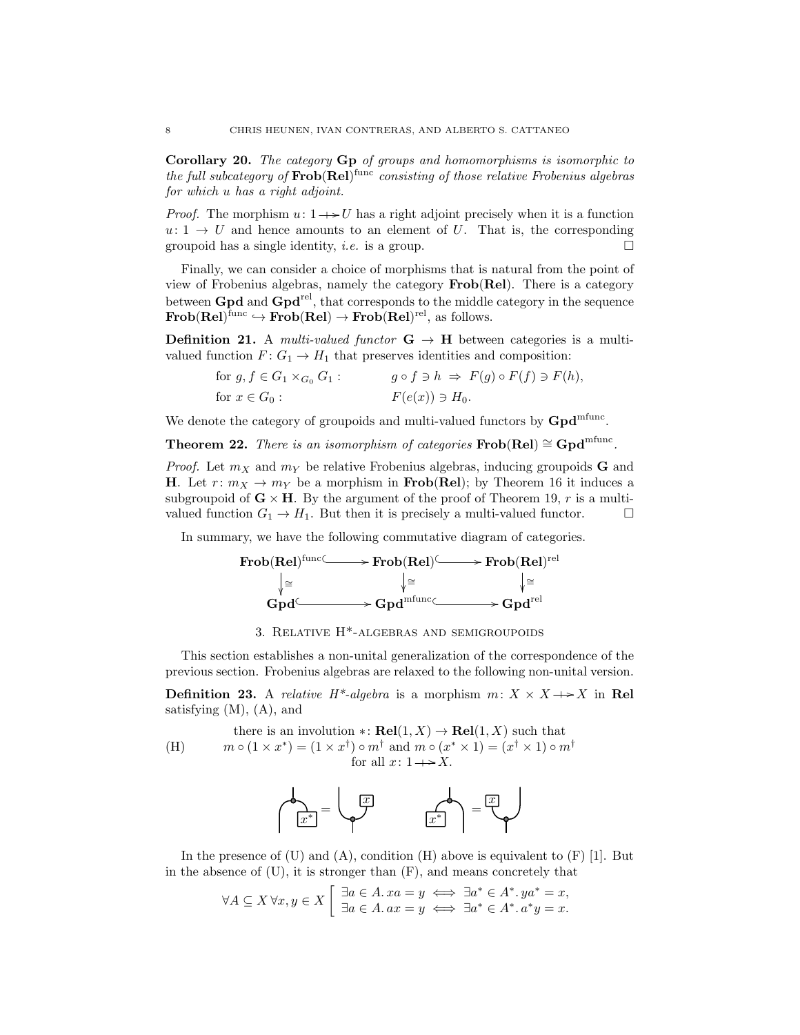**Corollary 20.** *The category* **Gp** *of groups and homomorphisms is isomorphic to the full subcategory of* $\mathbf{Frob}(\mathbf{Rel})^{\text{func}}$ *consisting of those relative Frobenius algebras for which* $u$ *has a right adjoint.*

*Proof.* The morphism $u\colon 1 \to U$ has a right adjoint precisely when it is a function $u\colon 1 \to U$ and hence amounts to an element of $U$. That is, the corresponding groupoid has a single identity, *i.e.* is a group. □

Finally, we can consider a choice of morphisms that is natural from the point of view of Frobenius algebras, namely the category $\mathbf{Frob}(\mathbf{Rel})$. There is a category between **Gpd** and $\mathbf{Gpd}^{\text{rel}}$, that corresponds to the middle category in the sequence $\mathbf{Frob}(\mathbf{Rel})^{\text{func}} \hookrightarrow \mathbf{Frob}(\mathbf{Rel}) \to \mathbf{Frob}(\mathbf{Rel})^{\text{rel}}$, as follows.

**Definition 21.** A *multi-valued functor* $\mathbf{G} \to \mathbf{H}$ between categories is a multi-valued function $F\colon G_1 \to H_1$ that preserves identities and composition:

$$
\begin{aligned}
&\text{for } g, f \in G_1 \times_{G_0} G_1: && g \circ f \ni h \;\Rightarrow\; F(g) \circ F(f) \ni F(h),\\
&\text{for } x \in G_0: && F(e(x)) \ni H_0.
\end{aligned}
$$

We denote the category of groupoids and multi-valued functors by $\mathbf{Gpd}^{\text{mfunc}}$.

**Theorem 22.** *There is an isomorphism of categories* $\mathbf{Frob}(\mathbf{Rel}) \cong \mathbf{Gpd}^{\text{mfunc}}$.

*Proof.* Let $m_X$ and $m_Y$ be relative Frobenius algebras, inducing groupoids $\mathbf{G}$ and $\mathbf{H}$. Let $r\colon m_X \to m_Y$ be a morphism in $\mathbf{Frob}(\mathbf{Rel})$; by Theorem 16 it induces a subgroupoid of $\mathbf{G} \times \mathbf{H}$. By the argument of the proof of Theorem 19, $r$ is a multi-valued function $G_1 \to H_1$. But then it is precisely a multi-valued functor. □

In summary, we have the following commutative diagram of categories.

$$
\begin{array}{ccccc}
\mathbf{Frob}(\mathbf{Rel})^{\text{func}} & \hookrightarrow & \mathbf{Frob}(\mathbf{Rel}) & \hookrightarrow & \mathbf{Frob}(\mathbf{Rel})^{\text{rel}} \\
\downarrow \cong & & \downarrow \cong & & \downarrow \cong \\
\mathbf{Gpd} & \hookrightarrow & \mathbf{Gpd}^{\text{mfunc}} & \hookrightarrow & \mathbf{Gpd}^{\text{rel}}
\end{array}
$$

## 3. Relative H*-algebras and semigroupoids

This section establishes a non-unital generalization of the correspondence of the previous section. Frobenius algebras are relaxed to the following non-unital version.

**Definition 23.** A *relative H\*-algebra* is a morphism $m\colon X \times X \to X$ in **Rel** satisfying (M), (A), and

$$
\text{(H)} \qquad
\begin{array}{c}
\text{there is an involution } *\colon \mathbf{Rel}(1, X) \to \mathbf{Rel}(1, X) \text{ such that} \\
m \circ (1 \times x^*) = (1 \times x^\dagger) \circ m^\dagger \text{ and } m \circ (x^* \times 1) = (x^\dagger \times 1) \circ m^\dagger \\
\text{for all } x\colon 1 \to X.
\end{array}
$$

In the presence of (U) and (A), condition (H) above is equivalent to (F) [1]. But in the absence of (U), it is stronger than (F), and means concretely that

$$
\forall A \subseteq X \, \forall x, y \in X \left[
\begin{array}{l}
\exists a \in A.\, xa = y \iff \exists a^* \in A^*.\, ya^* = x, \\
\exists a \in A.\, ax = y \iff \exists a^* \in A^*.\, a^*y = x.
\end{array}
\right.
$$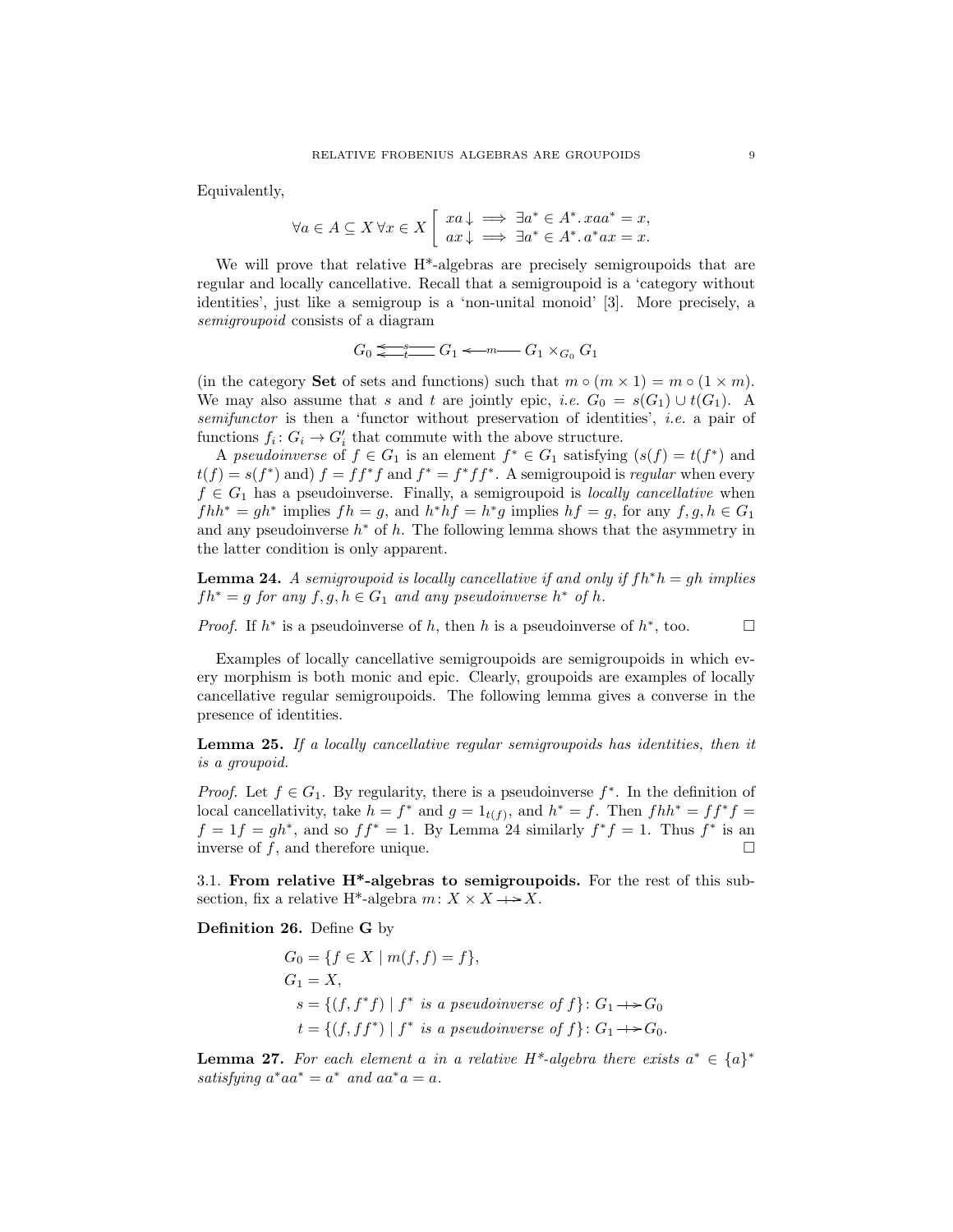Equivalently,

$$\forall a \in A \subseteq X \, \forall x \in X \left[ \begin{array}{l} xa\!\downarrow \implies \exists a^* \in A^*. \, xaa^* = x, \\ ax\!\downarrow \implies \exists a^* \in A^*. \, a^*ax = x. \end{array} \right.$$

We will prove that relative H\*-algebras are precisely semigroupoids that are regular and locally cancellative. Recall that a semigroupoid is a 'category without identities', just like a semigroup is a 'non-unital monoid' [3]. More precisely, a *semigroupoid* consists of a diagram

$$G_0 \underset{t}{\overset{s}{\leftleftarrows}} G_1 \xleftarrow{\;m\;} G_1 \times_{G_0} G_1$$

(in the category **Set** of sets and functions) such that $m \circ (m \times 1) = m \circ (1 \times m)$. We may also assume that $s$ and $t$ are jointly epic, *i.e.* $G_0 = s(G_1) \cup t(G_1)$. A *semifunctor* is then a 'functor without preservation of identities', *i.e.* a pair of functions $f_i \colon G_i \to G_i'$ that commute with the above structure.

A *pseudoinverse* of $f \in G_1$ is an element $f^* \in G_1$ satisfying ($s(f) = t(f^*)$ and $t(f) = s(f^*)$ and) $f = ff^*f$ and $f^* = f^*ff^*$. A semigroupoid is *regular* when every $f \in G_1$ has a pseudoinverse. Finally, a semigroupoid is *locally cancellative* when $fhh^* = gh^*$ implies $fh = g$, and $h^*hf = h^*g$ implies $hf = g$, for any $f, g, h \in G_1$ and any pseudoinverse $h^*$ of $h$. The following lemma shows that the asymmetry in the latter condition is only apparent.

**Lemma 24.** *A semigroupoid is locally cancellative if and only if $fh^*h = gh$ implies $fh^* = g$ for any $f, g, h \in G_1$ and any pseudoinverse $h^*$ of $h$.*

*Proof.* If $h^*$ is a pseudoinverse of $h$, then $h$ is a pseudoinverse of $h^*$, too. □

Examples of locally cancellative semigroupoids are semigroupoids in which every morphism is both monic and epic. Clearly, groupoids are examples of locally cancellative regular semigroupoids. The following lemma gives a converse in the presence of identities.

**Lemma 25.** *If a locally cancellative regular semigroupoids has identities, then it is a groupoid.*

*Proof.* Let $f \in G_1$. By regularity, there is a pseudoinverse $f^*$. In the definition of local cancellativity, take $h = f^*$ and $g = 1_{t(f)}$, and $h^* = f$. Then $fhh^* = ff^*f = f = 1f = gh^*$, and so $ff^* = 1$. By Lemma 24 similarly $f^*f = 1$. Thus $f^*$ is an inverse of $f$, and therefore unique. □

3.1. **From relative H\*-algebras to semigroupoids.** For the rest of this subsection, fix a relative H\*-algebra $m \colon X \times X \twoheadrightarrow X$.

**Definition 26.** Define $\mathbf{G}$ by

$$\begin{aligned}
G_0 &= \{f \in X \mid m(f, f) = f\}, \\
G_1 &= X, \\
s &= \{(f, f^*f) \mid f^* \textit{ is a pseudoinverse of } f\} \colon G_1 \twoheadrightarrow G_0 \\
t &= \{(f, ff^*) \mid f^* \textit{ is a pseudoinverse of } f\} \colon G_1 \twoheadrightarrow G_0.
\end{aligned}$$

**Lemma 27.** *For each element $a$ in a relative H\*-algebra there exists $a^* \in \{a\}^*$ satisfying $a^*aa^* = a^*$ and $aa^*a = a$.*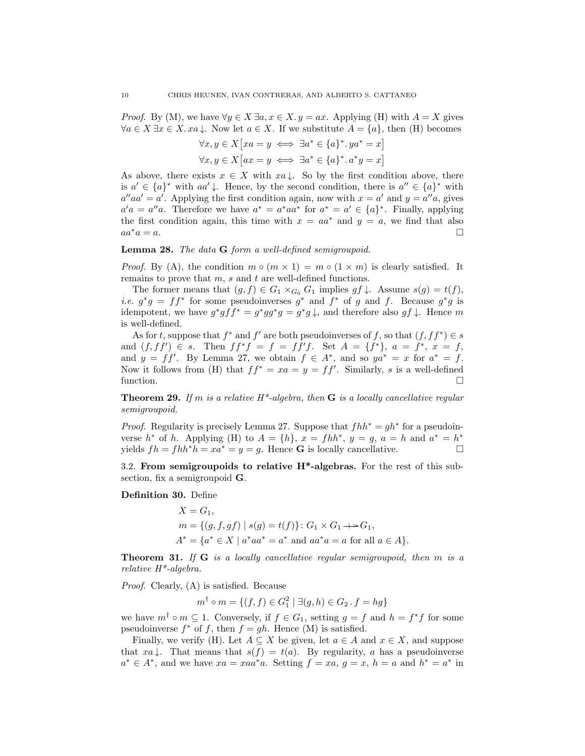*Proof.* By (M), we have $\forall y \in X\, \exists a, x \in X.\, y = ax$. Applying (H) with $A = X$ gives $\forall a \in X\, \exists x \in X.\, xa\!\downarrow$. Now let $a \in X$. If we substitute $A = \{a\}$, then (H) becomes

$$\forall x, y \in X\big[xa = y \iff \exists a^* \in \{a\}^*.\, ya^* = x\big]$$
$$\forall x, y \in X\big[ax = y \iff \exists a^* \in \{a\}^*.\, a^*y = x\big]$$

As above, there exists $x \in X$ with $xa\!\downarrow$. So by the first condition above, there is $a' \in \{a\}^*$ with $aa'\!\downarrow$. Hence, by the second condition, there is $a'' \in \{a\}^*$ with $a''aa' = a'$. Applying the first condition again, now with $x = a'$ and $y = a''a$, gives $a'a = a''a$. Therefore we have $a^* = a^*aa^*$ for $a^* = a' \in \{a\}^*$. Finally, applying the first condition again, this time with $x = aa^*$ and $y = a$, we find that also $aa^*a = a$. □

**Lemma 28.** *The data* $\mathbf{G}$ *form a well-defined semigroupoid.*

*Proof.* By (A), the condition $m \circ (m \times 1) = m \circ (1 \times m)$ is clearly satisfied. It remains to prove that $m$, $s$ and $t$ are well-defined functions.

The former means that $(g, f) \in G_1 \times_{G_0} G_1$ implies $gf\!\downarrow$. Assume $s(g) = t(f)$, *i.e.* $g^*g = ff^*$ for some pseudoinverses $g^*$ and $f^*$ of $g$ and $f$. Because $g^*g$ is idempotent, we have $g^*gff^* = g^*gg^*g = g^*g\!\downarrow$, and therefore also $gf\!\downarrow$. Hence $m$ is well-defined.

As for $t$, suppose that $f^*$ and $f'$ are both pseudoinverses of $f$, so that $(f, ff^*) \in s$ and $(f, ff') \in s$. Then $ff^*f = f = ff'f$. Set $A = \{f^*\}$, $a = f^*$, $x = f$, and $y = ff'$. By Lemma 27, we obtain $f \in A^*$, and so $ya^* = x$ for $a^* = f$. Now it follows from (H) that $ff^* = xa = y = ff'$. Similarly, $s$ is a well-defined function. □

**Theorem 29.** *If* $m$ *is a relative H\*-algebra, then* $\mathbf{G}$ *is a locally cancellative regular semigroupoid.*

*Proof.* Regularity is precisely Lemma 27. Suppose that $fhh^* = gh^*$ for a pseudoinverse $h^*$ of $h$. Applying (H) to $A = \{h\}$, $x = fhh^*$, $y = g$, $a = h$ and $a^* = h^*$ yields $fh = fhh^*h = xa^* = y = g$. Hence $\mathbf{G}$ is locally cancellative. □

### 3.2. From semigroupoids to relative H*-algebras.

For the rest of this subsection, fix a semigroupoid $\mathbf{G}$.

**Definition 30.** Define

$$
\begin{aligned}
X &= G_1,\\
m &= \{(g, f, gf) \mid s(g) = t(f)\} \colon G_1 \times G_1 \,\,{-\!\!\!+\!\!\!\!\!\to}\, G_1,\\
A^* &= \{a^* \in X \mid a^*aa^* = a^* \text{ and } aa^*a = a \text{ for all } a \in A\}.
\end{aligned}
$$

**Theorem 31.** *If* $\mathbf{G}$ *is a locally cancellative regular semigroupoid, then* $m$ *is a relative H\*-algebra.*

*Proof.* Clearly, (A) is satisfied. Because

$$m^\dagger \circ m = \{(f, f) \in G_1^2 \mid \exists (g, h) \in G_2\,.\, f = hg\}$$

we have $m^\dagger \circ m \subseteq 1$. Conversely, if $f \in G_1$, setting $g = f$ and $h = f^*f$ for some pseudoinverse $f^*$ of $f$, then $f = gh$. Hence (M) is satisfied.

Finally, we verify (H). Let $A \subseteq X$ be given, let $a \in A$ and $x \in X$, and suppose that $xa\!\downarrow$. That means that $s(f) = t(a)$. By regularity, $a$ has a pseudoinverse $a^* \in A^*$, and we have $xa = xaa^*a$. Setting $f = xa$, $g = x$, $h = a$ and $h^* = a^*$ in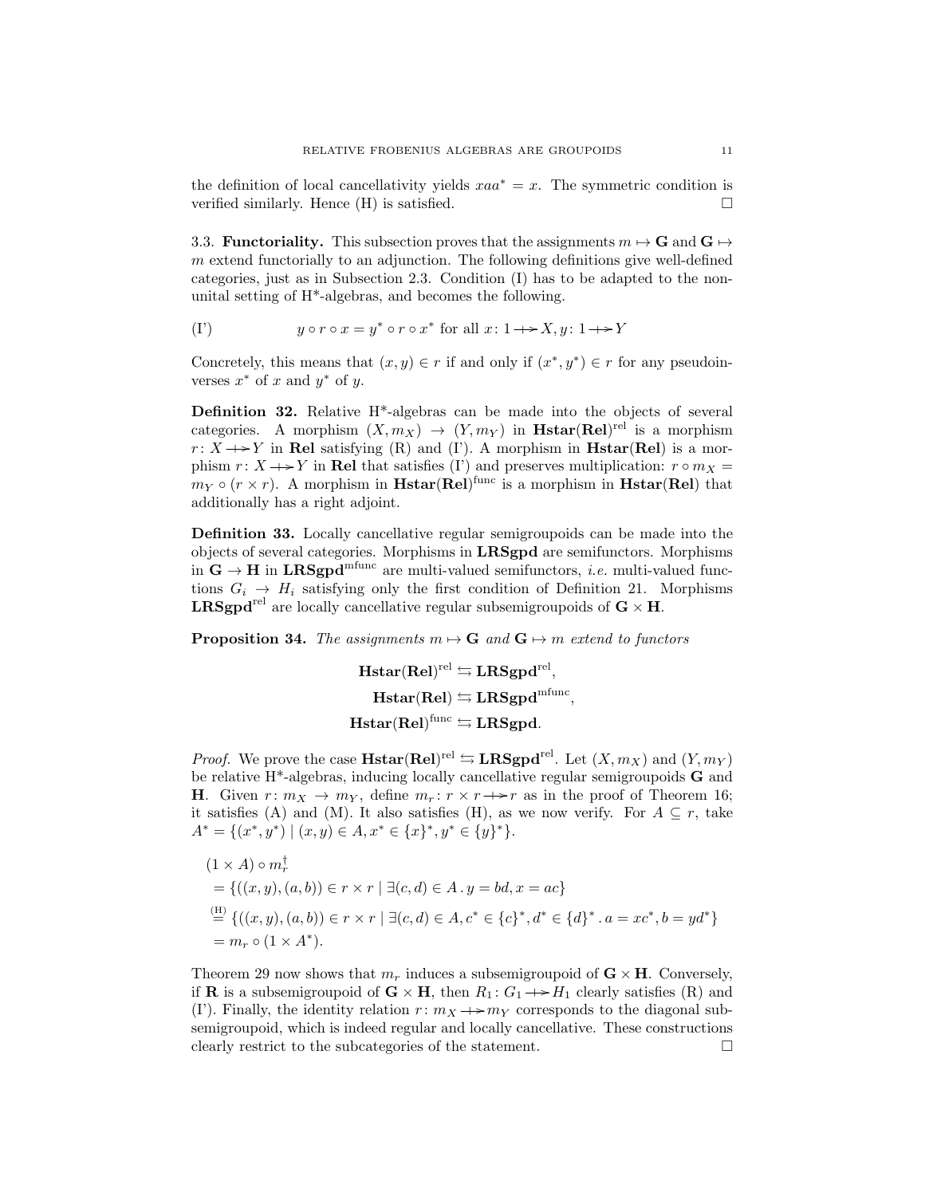the definition of local cancellativity yields $xaa^* = x$. The symmetric condition is verified similarly. Hence (H) is satisfied. □

### 3.3. Functoriality.

This subsection proves that the assignments $m \mapsto \mathbf{G}$ and $\mathbf{G} \mapsto m$ extend functorially to an adjunction. The following definitions give well-defined categories, just as in Subsection 2.3. Condition (I) has to be adapted to the non-unital setting of H*-algebras, and becomes the following.

$$\text{(I')} \qquad y \circ r \circ x = y^* \circ r \circ x^* \text{ for all } x \colon 1 \nrightarrow X, y \colon 1 \nrightarrow Y$$

Concretely, this means that $(x, y) \in r$ if and only if $(x^*, y^*) \in r$ for any pseudoinverses $x^*$ of $x$ and $y^*$ of $y$.

**Definition 32.** Relative H*-algebras can be made into the objects of several categories. A morphism $(X, m_X) \to (Y, m_Y)$ in $\mathbf{Hstar}(\mathbf{Rel})^{\text{rel}}$ is a morphism $r \colon X \nrightarrow Y$ in $\mathbf{Rel}$ satisfying (R) and (I'). A morphism in $\mathbf{Hstar}(\mathbf{Rel})$ is a morphism $r \colon X \nrightarrow Y$ in $\mathbf{Rel}$ that satisfies (I') and preserves multiplication: $r \circ m_X = m_Y \circ (r \times r)$. A morphism in $\mathbf{Hstar}(\mathbf{Rel})^{\text{func}}$ is a morphism in $\mathbf{Hstar}(\mathbf{Rel})$ that additionally has a right adjoint.

**Definition 33.** Locally cancellative regular semigroupoids can be made into the objects of several categories. Morphisms in $\mathbf{LRSgpd}$ are semifunctors. Morphisms in $\mathbf{G} \to \mathbf{H}$ in $\mathbf{LRSgpd}^{\text{mfunc}}$ are multi-valued semifunctors, *i.e.* multi-valued functions $G_i \to H_i$ satisfying only the first condition of Definition 21. Morphisms $\mathbf{LRSgpd}^{\text{rel}}$ are locally cancellative regular subsemigroupoids of $\mathbf{G} \times \mathbf{H}$.

**Proposition 34.** *The assignments $m \mapsto \mathbf{G}$ and $\mathbf{G} \mapsto m$ extend to functors*

$$\mathbf{Hstar}(\mathbf{Rel})^{\text{rel}} \leftrightarrows \mathbf{LRSgpd}^{\text{rel}},$$
$$\mathbf{Hstar}(\mathbf{Rel}) \leftrightarrows \mathbf{LRSgpd}^{\text{mfunc}},$$
$$\mathbf{Hstar}(\mathbf{Rel})^{\text{func}} \leftrightarrows \mathbf{LRSgpd}.$$

*Proof.* We prove the case $\mathbf{Hstar}(\mathbf{Rel})^{\text{rel}} \leftrightarrows \mathbf{LRSgpd}^{\text{rel}}$. Let $(X, m_X)$ and $(Y, m_Y)$ be relative H*-algebras, inducing locally cancellative regular semigroupoids $\mathbf{G}$ and $\mathbf{H}$. Given $r \colon m_X \to m_Y$, define $m_r \colon r \times r \nrightarrow r$ as in the proof of Theorem 16; it satisfies (A) and (M). It also satisfies (H), as we now verify. For $A \subseteq r$, take $A^* = \{(x^*, y^*) \mid (x, y) \in A, x^* \in \{x\}^*, y^* \in \{y\}^*\}$.

$$\begin{aligned}
&(1 \times A) \circ m_r^\dagger \\
&= \{((x, y), (a, b)) \in r \times r \mid \exists (c, d) \in A \,.\, y = bd, x = ac\} \\
&\overset{\text{(H)}}{=} \{((x, y), (a, b)) \in r \times r \mid \exists (c, d) \in A, c^* \in \{c\}^*, d^* \in \{d\}^* \,.\, a = xc^*, b = yd^*\} \\
&= m_r \circ (1 \times A^*).
\end{aligned}$$

Theorem 29 now shows that $m_r$ induces a subsemigroupoid of $\mathbf{G} \times \mathbf{H}$. Conversely, if $\mathbf{R}$ is a subsemigroupoid of $\mathbf{G} \times \mathbf{H}$, then $R_1 \colon G_1 \nrightarrow H_1$ clearly satisfies (R) and (I'). Finally, the identity relation $r \colon m_X \nrightarrow m_Y$ corresponds to the diagonal subsemigroupoid, which is indeed regular and locally cancellative. These constructions clearly restrict to the subcategories of the statement. □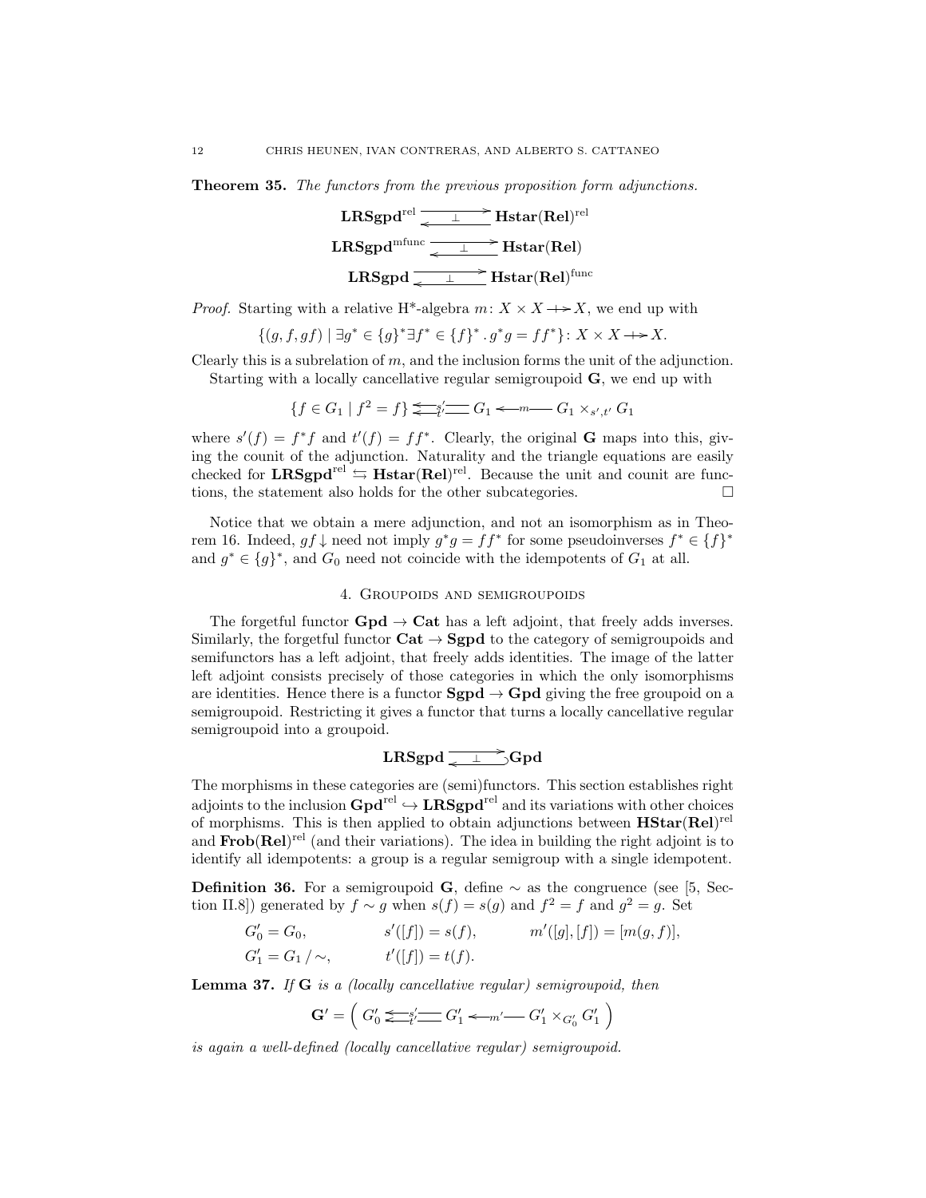**Theorem 35.** *The functors from the previous proposition form adjunctions.*

$$\mathbf{LRSgpd}^{\mathrm{rel}} \underset{\perp}{\rightleftarrows} \mathbf{Hstar}(\mathbf{Rel})^{\mathrm{rel}}$$

$$\mathbf{LRSgpd}^{\mathrm{mfunc}} \underset{\perp}{\rightleftarrows} \mathbf{Hstar}(\mathbf{Rel})$$

$$\mathbf{LRSgpd} \underset{\perp}{\rightleftarrows} \mathbf{Hstar}(\mathbf{Rel})^{\mathrm{func}}$$

*Proof.* Starting with a relative H*-algebra $m \colon X \times X \twoheadrightarrow X$, we end up with

$$\{(g, f, gf) \mid \exists g^* \in \{g\}^* \exists f^* \in \{f\}^* \,.\, g^* g = f f^*\} \colon X \times X \twoheadrightarrow X.$$

Clearly this is a subrelation of $m$, and the inclusion forms the unit of the adjunction.

Starting with a locally cancellative regular semigroupoid $\mathbf{G}$, we end up with

$$\{f \in G_1 \mid f^2 = f\} \underset{t'}{\overset{s'}{\leftleftarrows}} G_1 \xleftarrow{\;m\;} G_1 \times_{s',t'} G_1$$

where $s'(f) = f^* f$ and $t'(f) = f f^*$. Clearly, the original $\mathbf{G}$ maps into this, giving the counit of the adjunction. Naturality and the triangle equations are easily checked for $\mathbf{LRSgpd}^{\mathrm{rel}} \leftrightarrows \mathbf{Hstar}(\mathbf{Rel})^{\mathrm{rel}}$. Because the unit and counit are functions, the statement also holds for the other subcategories. $\square$

Notice that we obtain a mere adjunction, and not an isomorphism as in Theorem 16. Indeed, $gf\downarrow$ need not imply $g^* g = f f^*$ for some pseudoinverses $f^* \in \{f\}^*$ and $g^* \in \{g\}^*$, and $G_0$ need not coincide with the idempotents of $G_1$ at all.

## 4. Groupoids and semigroupoids

The forgetful functor $\mathbf{Gpd} \to \mathbf{Cat}$ has a left adjoint, that freely adds inverses. Similarly, the forgetful functor $\mathbf{Cat} \to \mathbf{Sgpd}$ to the category of semigroupoids and semifunctors has a left adjoint, that freely adds identities. The image of the latter left adjoint consists precisely of those categories in which the only isomorphisms are identities. Hence there is a functor $\mathbf{Sgpd} \to \mathbf{Gpd}$ giving the free groupoid on a semigroupoid. Restricting it gives a functor that turns a locally cancellative regular semigroupoid into a groupoid.

$$\mathbf{LRSgpd} \underset{\perp}{\rightleftarrows} \mathbf{Gpd}$$

The morphisms in these categories are (semi)functors. This section establishes right adjoints to the inclusion $\mathbf{Gpd}^{\mathrm{rel}} \hookrightarrow \mathbf{LRSgpd}^{\mathrm{rel}}$ and its variations with other choices of morphisms. This is then applied to obtain adjunctions between $\mathbf{HStar}(\mathbf{Rel})^{\mathrm{rel}}$ and $\mathbf{Frob}(\mathbf{Rel})^{\mathrm{rel}}$ (and their variations). The idea in building the right adjoint is to identify all idempotents: a group is a regular semigroup with a single idempotent.

**Definition 36.** For a semigroupoid $\mathbf{G}$, define $\sim$ as the congruence (see [5, Section II.8]) generated by $f \sim g$ when $s(f) = s(g)$ and $f^2 = f$ and $g^2 = g$. Set

$$G_0' = G_0, \qquad s'([f]) = s(f), \qquad m'([g],[f]) = [m(g,f)],$$
$$G_1' = G_1 / \sim, \qquad t'([f]) = t(f).$$

**Lemma 37.** *If $\mathbf{G}$ is a (locally cancellative regular) semigroupoid, then*

$$\mathbf{G}' = \left( G_0' \underset{t'}{\overset{s'}{\leftleftarrows}} G_1' \xleftarrow{\;m'\;} G_1' \times_{G_0'} G_1' \right)$$

*is again a well-defined (locally cancellative regular) semigroupoid.*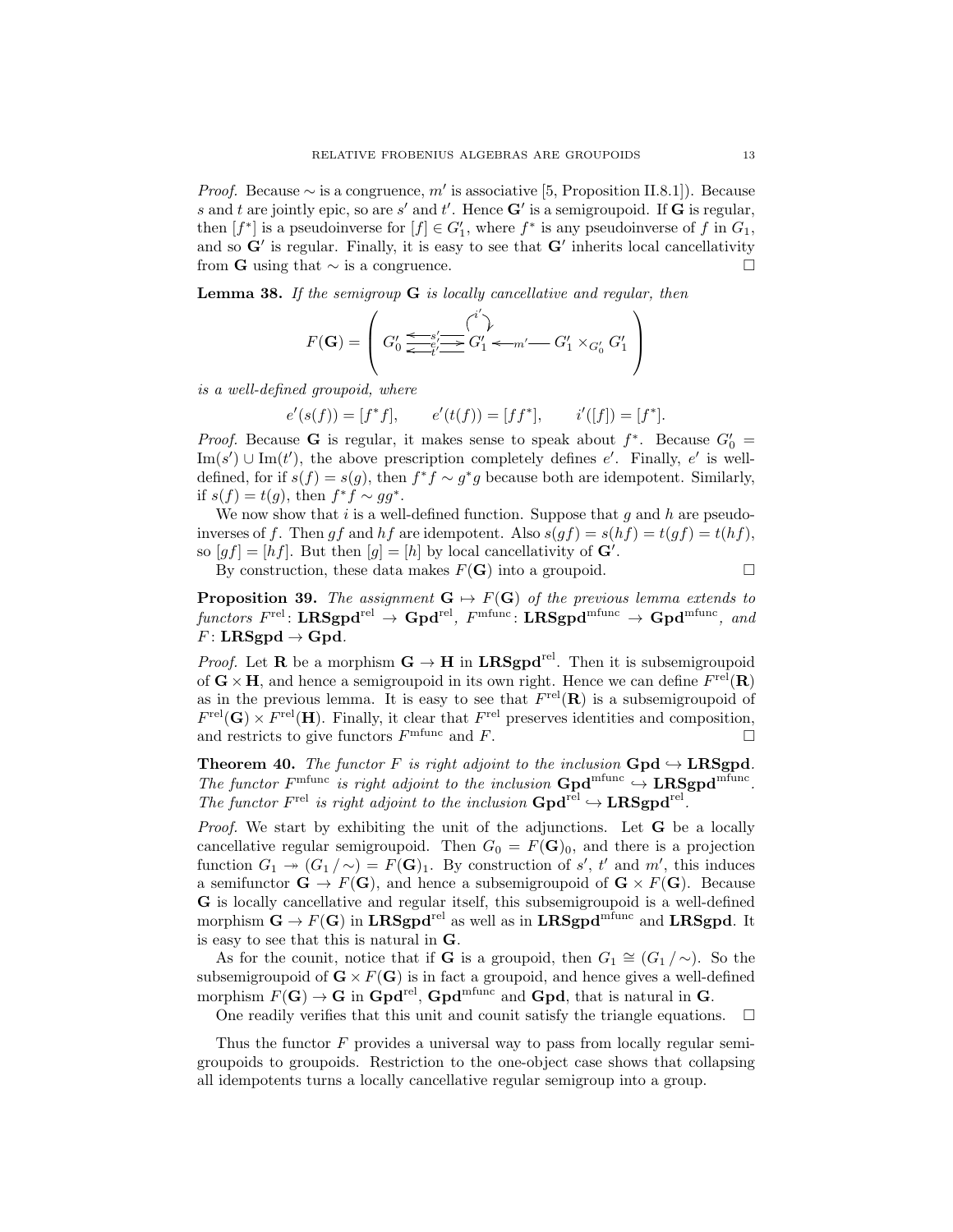*Proof.* Because $\sim$ is a congruence, $m'$ is associative [5, Proposition II.8.1]). Because $s$ and $t$ are jointly epic, so are $s'$ and $t'$. Hence $\mathbf{G}'$ is a semigroupoid. If $\mathbf{G}$ is regular, then $[f^*]$ is a pseudoinverse for $[f] \in G'_1$, where $f^*$ is any pseudoinverse of $f$ in $G_1$, and so $\mathbf{G}'$ is regular. Finally, it is easy to see that $\mathbf{G}'$ inherits local cancellativity from $\mathbf{G}$ using that $\sim$ is a congruence. $\square$

**Lemma 38.** *If the semigroup* $\mathbf{G}$ *is locally cancellative and regular, then*

$$F(\mathbf{G}) = \left( G'_0 \underset{t'}{\overset{s'}{\underset{\longleftarrow}{\overset{\longleftarrow}{\xrightarrow{e'}}}}} G'_1 \overset{i'}{\circlearrowleft} \xleftarrow{m'} G'_1 \times_{G'_0} G'_1 \right)$$

*is a well-defined groupoid, where*

$$e'(s(f)) = [f^* f], \qquad e'(t(f)) = [ff^*], \qquad i'([f]) = [f^*].$$

*Proof.* Because $\mathbf{G}$ is regular, it makes sense to speak about $f^*$. Because $G'_0 = \mathrm{Im}(s') \cup \mathrm{Im}(t')$, the above prescription completely defines $e'$. Finally, $e'$ is well-defined, for if $s(f) = s(g)$, then $f^* f \sim g^* g$ because both are idempotent. Similarly, if $s(f) = t(g)$, then $f^* f \sim gg^*$.

We now show that $i$ is a well-defined function. Suppose that $g$ and $h$ are pseudoinverses of $f$. Then $gf$ and $hf$ are idempotent. Also $s(gf) = s(hf) = t(gf) = t(hf)$, so $[gf] = [hf]$. But then $[g] = [h]$ by local cancellativity of $\mathbf{G}'$.

By construction, these data makes $F(\mathbf{G})$ into a groupoid. $\square$

**Proposition 39.** *The assignment* $\mathbf{G} \mapsto F(\mathbf{G})$ *of the previous lemma extends to functors* $F^{\mathrm{rel}} \colon \mathbf{LRSgpd}^{\mathrm{rel}} \to \mathbf{Gpd}^{\mathrm{rel}}$, $F^{\mathrm{mfunc}} \colon \mathbf{LRSgpd}^{\mathrm{mfunc}} \to \mathbf{Gpd}^{\mathrm{mfunc}}$, *and* $F \colon \mathbf{LRSgpd} \to \mathbf{Gpd}$.

*Proof.* Let $\mathbf{R}$ be a morphism $\mathbf{G} \to \mathbf{H}$ in $\mathbf{LRSgpd}^{\mathrm{rel}}$. Then it is subsemigroupoid of $\mathbf{G} \times \mathbf{H}$, and hence a semigroupoid in its own right. Hence we can define $F^{\mathrm{rel}}(\mathbf{R})$ as in the previous lemma. It is easy to see that $F^{\mathrm{rel}}(\mathbf{R})$ is a subsemigroupoid of $F^{\mathrm{rel}}(\mathbf{G}) \times F^{\mathrm{rel}}(\mathbf{H})$. Finally, it clear that $F^{\mathrm{rel}}$ preserves identities and composition, and restricts to give functors $F^{\mathrm{mfunc}}$ and $F$. $\square$

**Theorem 40.** *The functor* $F$ *is right adjoint to the inclusion* $\mathbf{Gpd} \hookrightarrow \mathbf{LRSgpd}$. *The functor* $F^{\mathrm{mfunc}}$ *is right adjoint to the inclusion* $\mathbf{Gpd}^{\mathrm{mfunc}} \hookrightarrow \mathbf{LRSgpd}^{\mathrm{mfunc}}$. *The functor* $F^{\mathrm{rel}}$ *is right adjoint to the inclusion* $\mathbf{Gpd}^{\mathrm{rel}} \hookrightarrow \mathbf{LRSgpd}^{\mathrm{rel}}$.

*Proof.* We start by exhibiting the unit of the adjunctions. Let $\mathbf{G}$ be a locally cancellative regular semigroupoid. Then $G_0 = F(\mathbf{G})_0$, and there is a projection function $G_1 \twoheadrightarrow (G_1 / \sim) = F(\mathbf{G})_1$. By construction of $s'$, $t'$ and $m'$, this induces a semifunctor $\mathbf{G} \to F(\mathbf{G})$, and hence a subsemigroupoid of $\mathbf{G} \times F(\mathbf{G})$. Because $\mathbf{G}$ is locally cancellative and regular itself, this subsemigroupoid is a well-defined morphism $\mathbf{G} \to F(\mathbf{G})$ in $\mathbf{LRSgpd}^{\mathrm{rel}}$ as well as in $\mathbf{LRSgpd}^{\mathrm{mfunc}}$ and $\mathbf{LRSgpd}$. It is easy to see that this is natural in $\mathbf{G}$.

As for the counit, notice that if $\mathbf{G}$ is a groupoid, then $G_1 \cong (G_1 / \sim)$. So the subsemigroupoid of $\mathbf{G} \times F(\mathbf{G})$ is in fact a groupoid, and hence gives a well-defined morphism $F(\mathbf{G}) \to \mathbf{G}$ in $\mathbf{Gpd}^{\mathrm{rel}}$, $\mathbf{Gpd}^{\mathrm{mfunc}}$ and $\mathbf{Gpd}$, that is natural in $\mathbf{G}$.

One readily verifies that this unit and counit satisfy the triangle equations. $\square$

Thus the functor $F$ provides a universal way to pass from locally regular semigroupoids to groupoids. Restriction to the one-object case shows that collapsing all idempotents turns a locally cancellative regular semigroup into a group.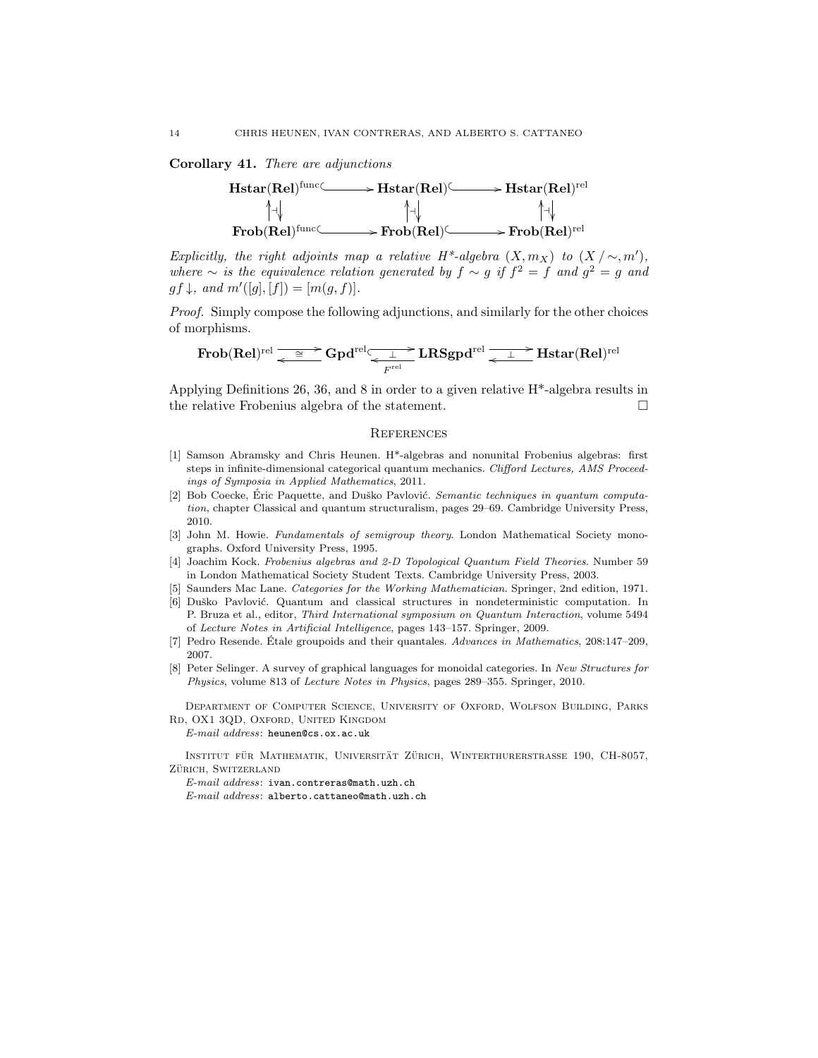**Corollary 41.** *There are adjunctions*

$$\begin{array}{ccccc}
\mathbf{Hstar(Rel)}^{\text{func}} & \hookrightarrow & \mathbf{Hstar(Rel)} & \hookrightarrow & \mathbf{Hstar(Rel)}^{\text{rel}} \\
\uparrow\dashv\downarrow & & \uparrow\dashv\downarrow & & \uparrow\dashv\downarrow \\
\mathbf{Frob(Rel)}^{\text{func}} & \hookrightarrow & \mathbf{Frob(Rel)} & \hookrightarrow & \mathbf{Frob(Rel)}^{\text{rel}}
\end{array}$$

*Explicitly, the right adjoints map a relative H\*-algebra* $(X, m_X)$ *to* $(X/\sim, m')$*, where* $\sim$ *is the equivalence relation generated by* $f \sim g$ *if* $f^2 = f$ *and* $g^2 = g$ *and* $gf\downarrow$*, and* $m'([g],[f]) = [m(g,f)]$*.*

*Proof.* Simply compose the following adjunctions, and similarly for the other choices of morphisms.

$$\mathbf{Frob(Rel)}^{\text{rel}} \underset{\cong}{\rightleftarrows} \mathbf{Gpd}^{\text{rel}} \underset{F^{\text{rel}}}{\overset{\perp}{\rightleftarrows}} \mathbf{LRSgpd}^{\text{rel}} \underset{\perp}{\rightleftarrows} \mathbf{Hstar(Rel)}^{\text{rel}}$$

Applying Definitions 26, 36, and 8 in order to a given relative H\*-algebra results in the relative Frobenius algebra of the statement. □

## References

[1] Samson Abramsky and Chris Heunen. H\*-algebras and nonunital Frobenius algebras: first steps in infinite-dimensional categorical quantum mechanics. *Clifford Lectures, AMS Proceedings of Symposia in Applied Mathematics*, 2011.

[2] Bob Coecke, Éric Paquette, and Duško Pavlović. *Semantic techniques in quantum computation*, chapter Classical and quantum structuralism, pages 29–69. Cambridge University Press, 2010.

[3] John M. Howie. *Fundamentals of semigroup theory*. London Mathematical Society monographs. Oxford University Press, 1995.

[4] Joachim Kock. *Frobenius algebras and 2-D Topological Quantum Field Theories*. Number 59 in London Mathematical Society Student Texts. Cambridge University Press, 2003.

[5] Saunders Mac Lane. *Categories for the Working Mathematician*. Springer, 2nd edition, 1971.

[6] Duško Pavlović. Quantum and classical structures in nondeterministic computation. In P. Bruza et al., editor, *Third International symposium on Quantum Interaction*, volume 5494 of *Lecture Notes in Artificial Intelligence*, pages 143–157. Springer, 2009.

[7] Pedro Resende. Étale groupoids and their quantales. *Advances in Mathematics*, 208:147–209, 2007.

[8] Peter Selinger. A survey of graphical languages for monoidal categories. In *New Structures for Physics*, volume 813 of *Lecture Notes in Physics*, pages 289–355. Springer, 2010.

Department of Computer Science, University of Oxford, Wolfson Building, Parks Rd, OX1 3QD, Oxford, United Kingdom

*E-mail address*: heunen@cs.ox.ac.uk

Institut für Mathematik, Universität Zürich, Winterthurerstrasse 190, CH-8057, Zürich, Switzerland

*E-mail address*: ivan.contreras@math.uzh.ch

*E-mail address*: alberto.cattaneo@math.uzh.ch